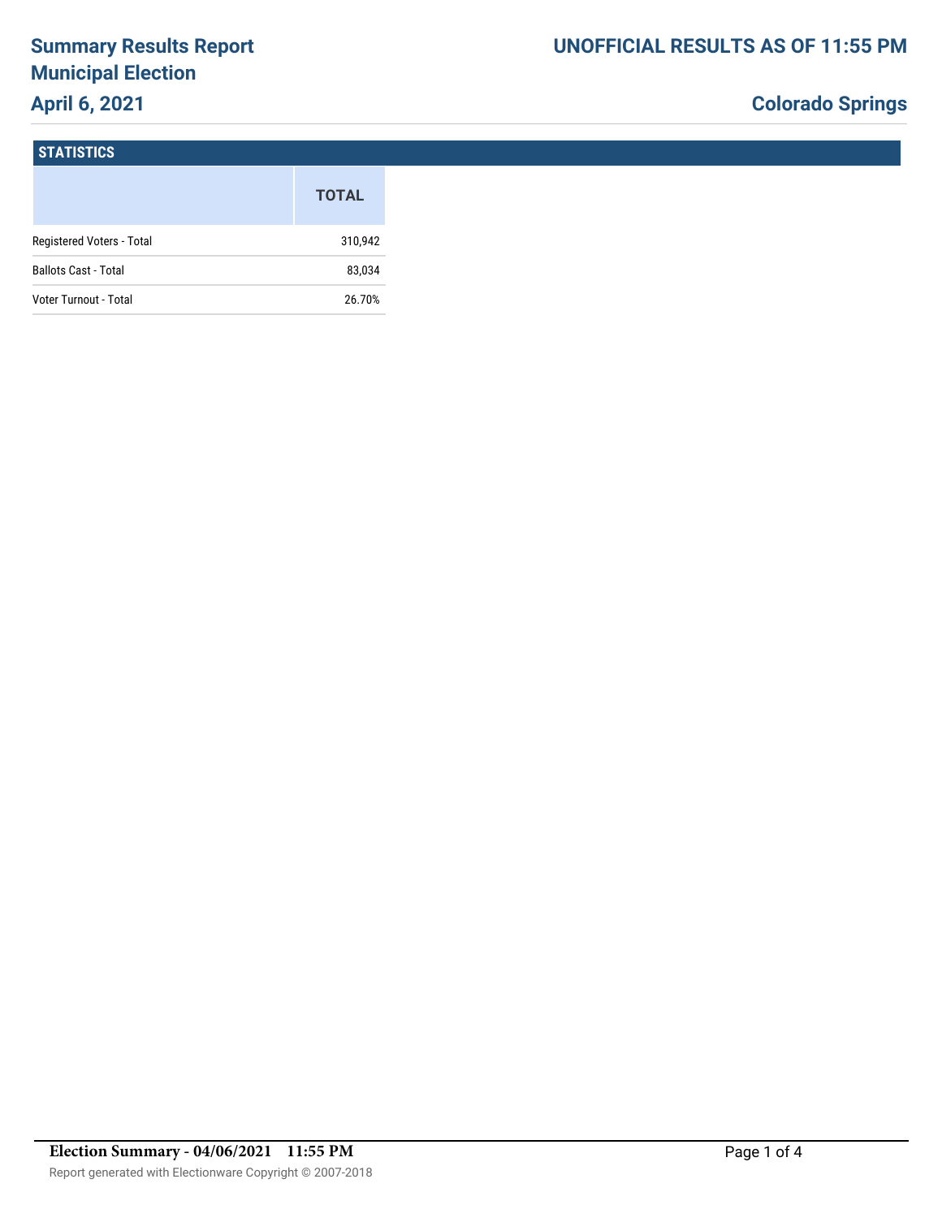# Summary Results Report
## Municipal Election
## April 6, 2021

## UNOFFICIAL RESULTS AS OF 11:55 PM

## Colorado Springs

### STATISTICS

| | TOTAL |
|---|---|
| Registered Voters - Total | 310,942 |
| Ballots Cast - Total | 83,034 |
| Voter Turnout - Total | 26.70% |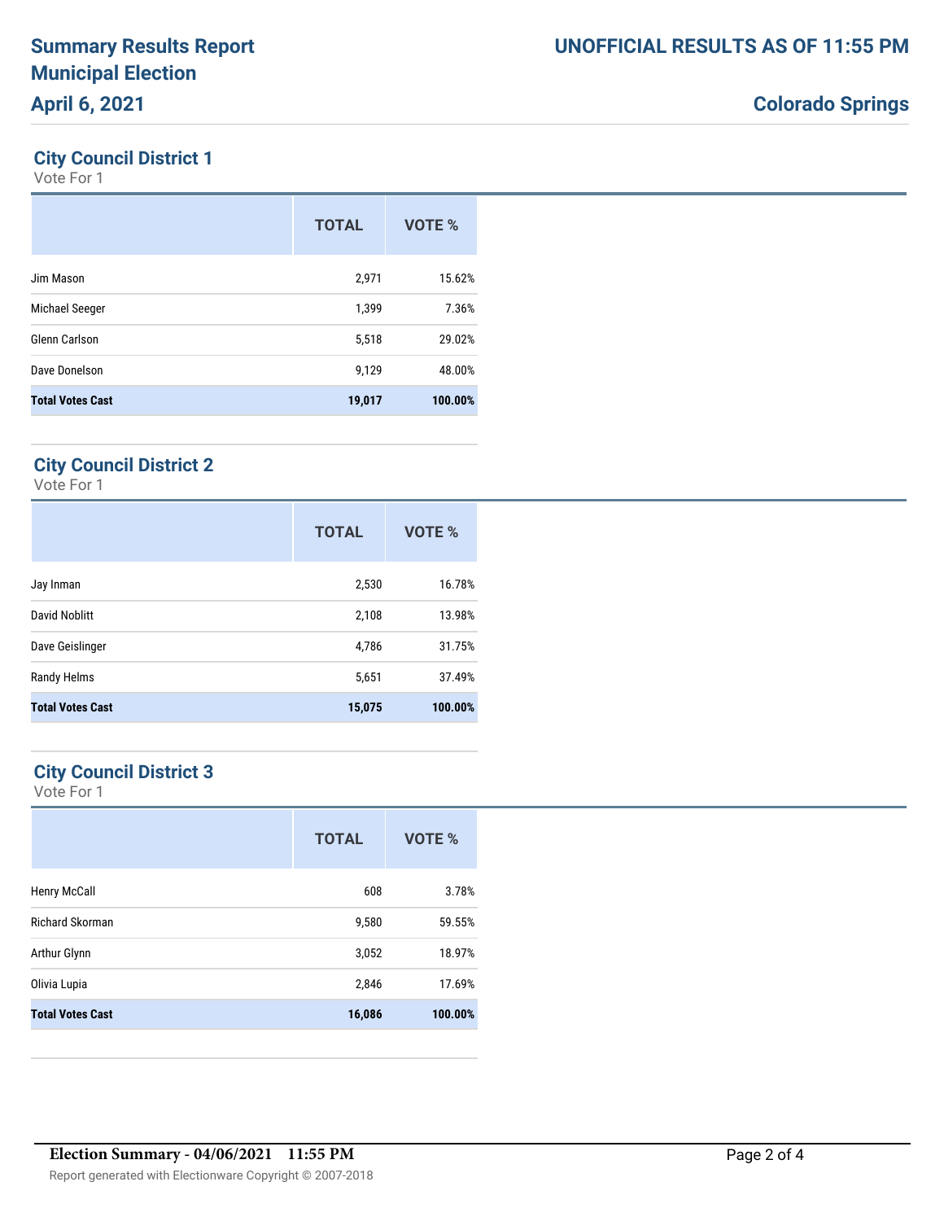# Summary Results Report
# Municipal Election
# April 6, 2021

**UNOFFICIAL RESULTS AS OF 11:55 PM**

**Colorado Springs**

## City Council District 1

Vote For 1

| | TOTAL | VOTE % |
|---|---|---|
| Jim Mason | 2,971 | 15.62% |
| Michael Seeger | 1,399 | 7.36% |
| Glenn Carlson | 5,518 | 29.02% |
| Dave Donelson | 9,129 | 48.00% |
| **Total Votes Cast** | **19,017** | **100.00%** |

## City Council District 2

Vote For 1

| | TOTAL | VOTE % |
|---|---|---|
| Jay Inman | 2,530 | 16.78% |
| David Noblitt | 2,108 | 13.98% |
| Dave Geislinger | 4,786 | 31.75% |
| Randy Helms | 5,651 | 37.49% |
| **Total Votes Cast** | **15,075** | **100.00%** |

## City Council District 3

Vote For 1

| | TOTAL | VOTE % |
|---|---|---|
| Henry McCall | 608 | 3.78% |
| Richard Skorman | 9,580 | 59.55% |
| Arthur Glynn | 3,052 | 18.97% |
| Olivia Lupia | 2,846 | 17.69% |
| **Total Votes Cast** | **16,086** | **100.00%** |

**Election Summary - 04/06/2021 11:55 PM**

Report generated with Electionware Copyright © 2007-2018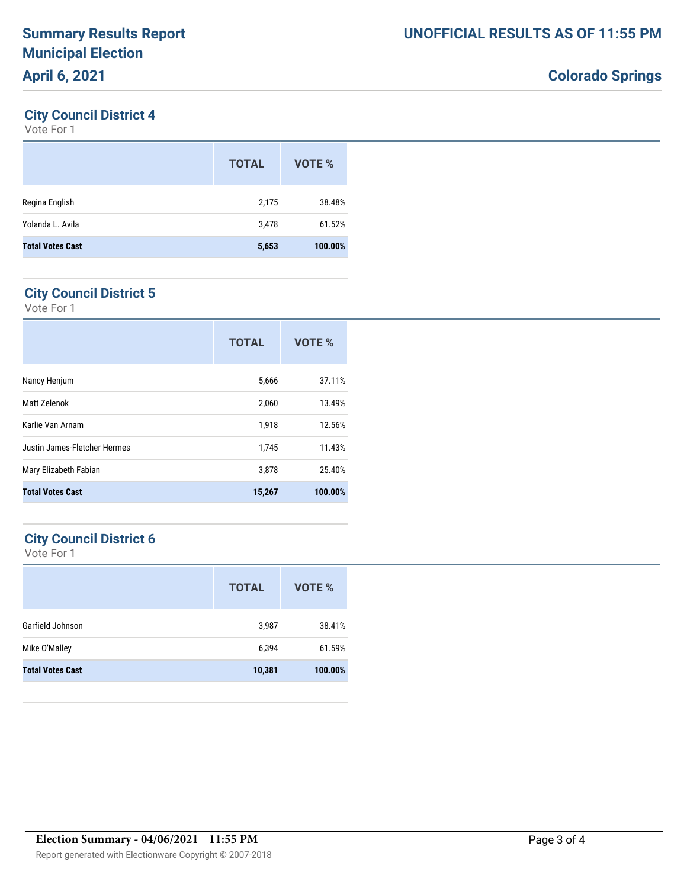# Summary Results Report
# Municipal Election
# April 6, 2021

**UNOFFICIAL RESULTS AS OF 11:55 PM**

**Colorado Springs**

## City Council District 4

Vote For 1

| | TOTAL | VOTE % |
|---|---|---|
| Regina English | 2,175 | 38.48% |
| Yolanda L. Avila | 3,478 | 61.52% |
| **Total Votes Cast** | **5,653** | **100.00%** |

## City Council District 5

Vote For 1

| | TOTAL | VOTE % |
|---|---|---|
| Nancy Henjum | 5,666 | 37.11% |
| Matt Zelenok | 2,060 | 13.49% |
| Karlie Van Arnam | 1,918 | 12.56% |
| Justin James-Fletcher Hermes | 1,745 | 11.43% |
| Mary Elizabeth Fabian | 3,878 | 25.40% |
| **Total Votes Cast** | **15,267** | **100.00%** |

## City Council District 6

Vote For 1

| | TOTAL | VOTE % |
|---|---|---|
| Garfield Johnson | 3,987 | 38.41% |
| Mike O'Malley | 6,394 | 61.59% |
| **Total Votes Cast** | **10,381** | **100.00%** |

**Election Summary - 04/06/2021 11:55 PM**

Report generated with Electionware Copyright © 2007-2018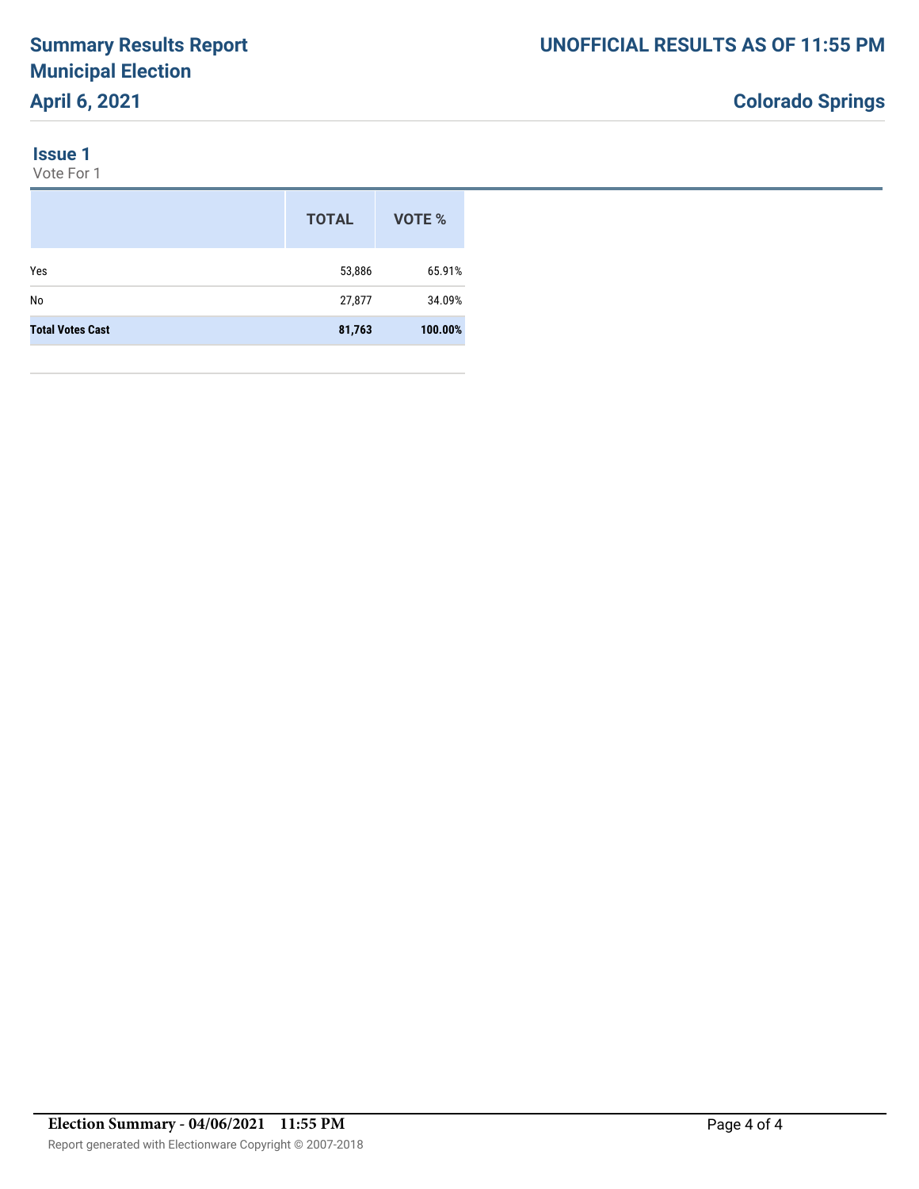## Issue 1

Vote For 1

| | TOTAL | VOTE % |
|---|---|---|
| Yes | 53,886 | 65.91% |
| No | 27,877 | 34.09% |
| **Total Votes Cast** | **81,763** | **100.00%** |